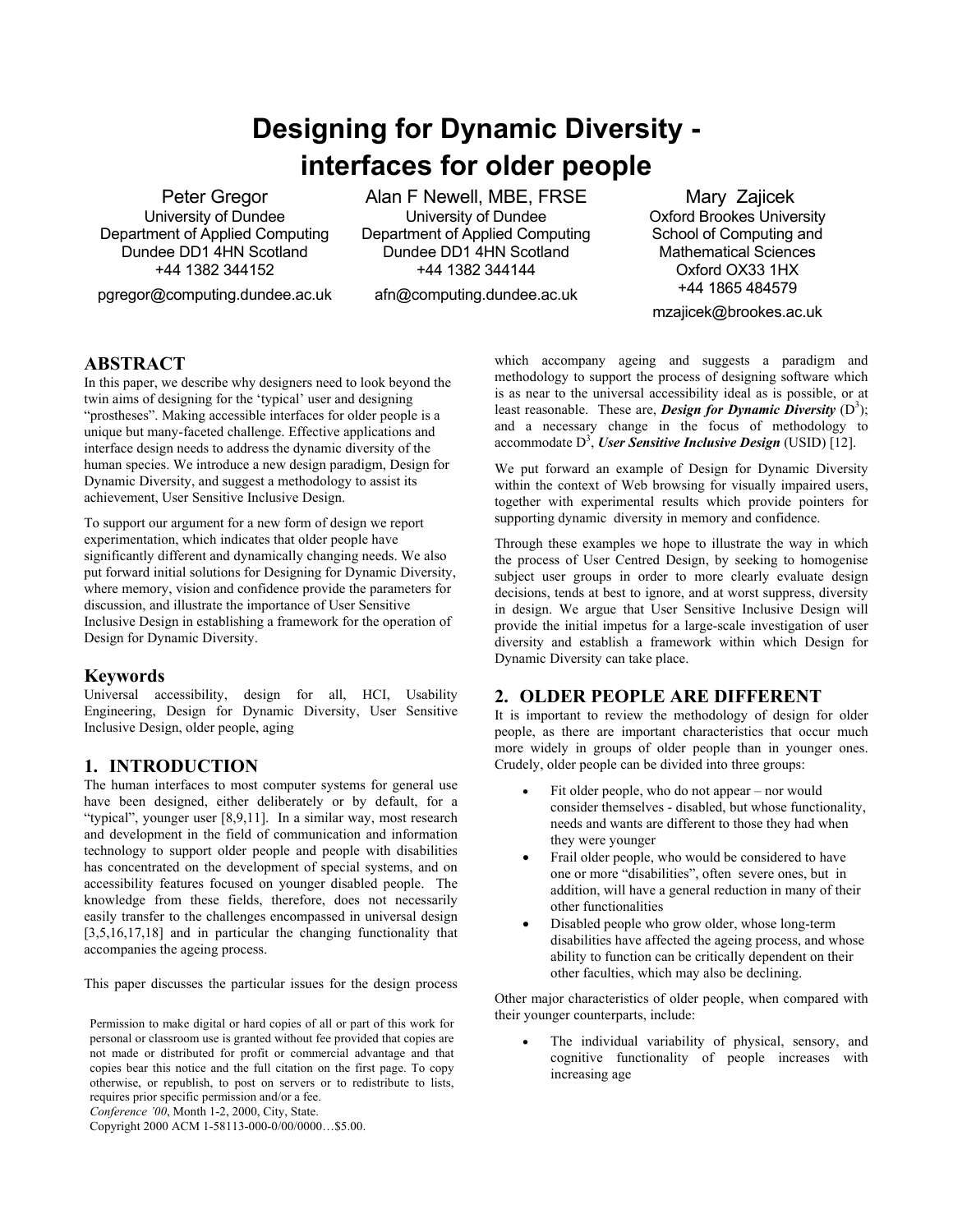# Designing for Dynamic Diversity - interfaces for older people

Peter Gregor
University of Dundee
Department of Applied Computing
Dundee DD1 4HN Scotland
+44 1382 344152
pgregor@computing.dundee.ac.uk

Alan F Newell, MBE, FRSE
University of Dundee
Department of Applied Computing
Dundee DD1 4HN Scotland
+44 1382 344144
afn@computing.dundee.ac.uk

Mary Zajicek
Oxford Brookes University
School of Computing and Mathematical Sciences
Oxford OX33 1HX
+44 1865 484579
mzajicek@brookes.ac.uk

## ABSTRACT

In this paper, we describe why designers need to look beyond the twin aims of designing for the 'typical' user and designing "prostheses". Making accessible interfaces for older people is a unique but many-faceted challenge. Effective applications and interface design needs to address the dynamic diversity of the human species. We introduce a new design paradigm, Design for Dynamic Diversity, and suggest a methodology to assist its achievement, User Sensitive Inclusive Design.

To support our argument for a new form of design we report experimentation, which indicates that older people have significantly different and dynamically changing needs. We also put forward initial solutions for Designing for Dynamic Diversity, where memory, vision and confidence provide the parameters for discussion, and illustrate the importance of User Sensitive Inclusive Design in establishing a framework for the operation of Design for Dynamic Diversity.

### Keywords

Universal accessibility, design for all, HCI, Usability Engineering, Design for Dynamic Diversity, User Sensitive Inclusive Design, older people, aging

## 1. INTRODUCTION

The human interfaces to most computer systems for general use have been designed, either deliberately or by default, for a "typical", younger user [8,9,11]. In a similar way, most research and development in the field of communication and information technology to support older people and people with disabilities has concentrated on the development of special systems, and on accessibility features focused on younger disabled people. The knowledge from these fields, therefore, does not necessarily easily transfer to the challenges encompassed in universal design [3,5,16,17,18] and in particular the changing functionality that accompanies the ageing process.

This paper discusses the particular issues for the design process which accompany ageing and suggests a paradigm and methodology to support the process of designing software which is as near to the universal accessibility ideal as is possible, or at least reasonable. These are, ***Design for Dynamic Diversity*** ($D^3$); and a necessary change in the focus of methodology to accommodate $D^3$, ***User Sensitive Inclusive Design*** (USID) [12].

We put forward an example of Design for Dynamic Diversity within the context of Web browsing for visually impaired users, together with experimental results which provide pointers for supporting dynamic diversity in memory and confidence.

Through these examples we hope to illustrate the way in which the process of User Centred Design, by seeking to homogenise subject user groups in order to more clearly evaluate design decisions, tends at best to ignore, and at worst suppress, diversity in design. We argue that User Sensitive Inclusive Design will provide the initial impetus for a large-scale investigation of user diversity and establish a framework within which Design for Dynamic Diversity can take place.

## 2. OLDER PEOPLE ARE DIFFERENT

It is important to review the methodology of design for older people, as there are important characteristics that occur much more widely in groups of older people than in younger ones. Crudely, older people can be divided into three groups:

- Fit older people, who do not appear – nor would consider themselves - disabled, but whose functionality, needs and wants are different to those they had when they were younger
- Frail older people, who would be considered to have one or more "disabilities", often severe ones, but in addition, will have a general reduction in many of their other functionalities
- Disabled people who grow older, whose long-term disabilities have affected the ageing process, and whose ability to function can be critically dependent on their other faculties, which may also be declining.

Other major characteristics of older people, when compared with their younger counterparts, include:

- The individual variability of physical, sensory, and cognitive functionality of people increases with increasing age

Permission to make digital or hard copies of all or part of this work for personal or classroom use is granted without fee provided that copies are not made or distributed for profit or commercial advantage and that copies bear this notice and the full citation on the first page. To copy otherwise, or republish, to post on servers or to redistribute to lists, requires prior specific permission and/or a fee.
*Conference '00*, Month 1-2, 2000, City, State.
Copyright 2000 ACM 1-58113-000-0/00/0000…$5.00.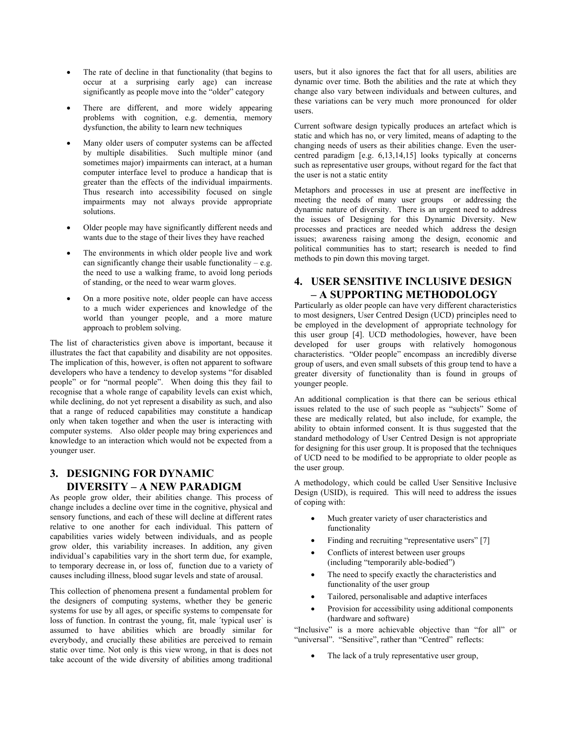- The rate of decline in that functionality (that begins to occur at a surprising early age) can increase significantly as people move into the "older" category
- There are different, and more widely appearing problems with cognition, e.g. dementia, memory dysfunction, the ability to learn new techniques
- Many older users of computer systems can be affected by multiple disabilities. Such multiple minor (and sometimes major) impairments can interact, at a human computer interface level to produce a handicap that is greater than the effects of the individual impairments. Thus research into accessibility focused on single impairments may not always provide appropriate solutions.
- Older people may have significantly different needs and wants due to the stage of their lives they have reached
- The environments in which older people live and work can significantly change their usable functionality – e.g. the need to use a walking frame, to avoid long periods of standing, or the need to wear warm gloves.
- On a more positive note, older people can have access to a much wider experiences and knowledge of the world than younger people, and a more mature approach to problem solving.

The list of characteristics given above is important, because it illustrates the fact that capability and disability are not opposites. The implication of this, however, is often not apparent to software developers who have a tendency to develop systems "for disabled people" or for "normal people". When doing this they fail to recognise that a whole range of capability levels can exist which, while declining, do not yet represent a disability as such, and also that a range of reduced capabilities may constitute a handicap only when taken together and when the user is interacting with computer systems. Also older people may bring experiences and knowledge to an interaction which would not be expected from a younger user.

## 3. DESIGNING FOR DYNAMIC DIVERSITY – A NEW PARADIGM

As people grow older, their abilities change. This process of change includes a decline over time in the cognitive, physical and sensory functions, and each of these will decline at different rates relative to one another for each individual. This pattern of capabilities varies widely between individuals, and as people grow older, this variability increases. In addition, any given individual's capabilities vary in the short term due, for example, to temporary decrease in, or loss of, function due to a variety of causes including illness, blood sugar levels and state of arousal.

This collection of phenomena present a fundamental problem for the designers of computing systems, whether they be generic systems for use by all ages, or specific systems to compensate for loss of function. In contrast the young, fit, male ´typical user` is assumed to have abilities which are broadly similar for everybody, and crucially these abilities are perceived to remain static over time. Not only is this view wrong, in that is does not take account of the wide diversity of abilities among traditional users, but it also ignores the fact that for all users, abilities are dynamic over time. Both the abilities and the rate at which they change also vary between individuals and between cultures, and these variations can be very much more pronounced for older users.

Current software design typically produces an artefact which is static and which has no, or very limited, means of adapting to the changing needs of users as their abilities change. Even the user-centred paradigm [e.g. 6,13,14,15] looks typically at concerns such as representative user groups, without regard for the fact that the user is not a static entity

Metaphors and processes in use at present are ineffective in meeting the needs of many user groups or addressing the dynamic nature of diversity. There is an urgent need to address the issues of Designing for this Dynamic Diversity. New processes and practices are needed which address the design issues; awareness raising among the design, economic and political communities has to start; research is needed to find methods to pin down this moving target.

## 4. USER SENSITIVE INCLUSIVE DESIGN – A SUPPORTING METHODOLOGY

Particularly as older people can have very different characteristics to most designers, User Centred Design (UCD) principles need to be employed in the development of appropriate technology for this user group [4]. UCD methodologies, however, have been developed for user groups with relatively homogonous characteristics. "Older people" encompass an incredibly diverse group of users, and even small subsets of this group tend to have a greater diversity of functionality than is found in groups of younger people.

An additional complication is that there can be serious ethical issues related to the use of such people as "subjects" Some of these are medically related, but also include, for example, the ability to obtain informed consent. It is thus suggested that the standard methodology of User Centred Design is not appropriate for designing for this user group. It is proposed that the techniques of UCD need to be modified to be appropriate to older people as the user group.

A methodology, which could be called User Sensitive Inclusive Design (USID), is required. This will need to address the issues of coping with:

- Much greater variety of user characteristics and functionality
- Finding and recruiting "representative users" [7]
- Conflicts of interest between user groups (including "temporarily able-bodied")
- The need to specify exactly the characteristics and functionality of the user group
- Tailored, personalisable and adaptive interfaces
- Provision for accessibility using additional components (hardware and software)

"Inclusive" is a more achievable objective than "for all" or "universal". "Sensitive", rather than "Centred" reflects:

- The lack of a truly representative user group,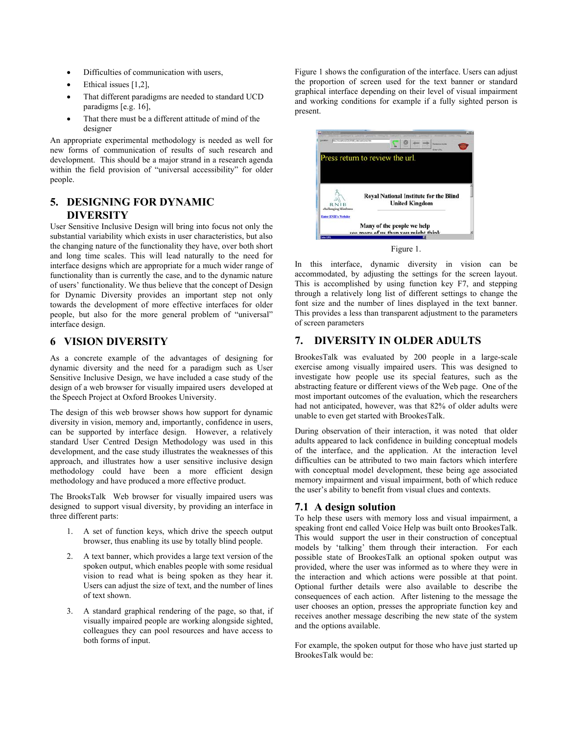- Difficulties of communication with users,
- Ethical issues [1,2],
- That different paradigms are needed to standard UCD paradigms [e.g. 16],
- That there must be a different attitude of mind of the designer

An appropriate experimental methodology is needed as well for new forms of communication of results of such research and development. This should be a major strand in a research agenda within the field provision of "universal accessibility" for older people.

## 5. DESIGNING FOR DYNAMIC DIVERSITY

User Sensitive Inclusive Design will bring into focus not only the substantial variability which exists in user characteristics, but also the changing nature of the functionality they have, over both short and long time scales. This will lead naturally to the need for interface designs which are appropriate for a much wider range of functionality than is currently the case, and to the dynamic nature of users' functionality. We thus believe that the concept of Design for Dynamic Diversity provides an important step not only towards the development of more effective interfaces for older people, but also for the more general problem of "universal" interface design.

## 6 VISION DIVERSITY

As a concrete example of the advantages of designing for dynamic diversity and the need for a paradigm such as User Sensitive Inclusive Design, we have included a case study of the design of a web browser for visually impaired users developed at the Speech Project at Oxford Brookes University.

The design of this web browser shows how support for dynamic diversity in vision, memory and, importantly, confidence in users, can be supported by interface design. However, a relatively standard User Centred Design Methodology was used in this development, and the case study illustrates the weaknesses of this approach, and illustrates how a user sensitive inclusive design methodology could have been a more efficient design methodology and have produced a more effective product.

The BrookesTalk Web browser for visually impaired users was designed to support visual diversity, by providing an interface in three different parts:

1. A set of function keys, which drive the speech output browser, thus enabling its use by totally blind people.
2. A text banner, which provides a large text version of the spoken output, which enables people with some residual vision to read what is being spoken as they hear it. Users can adjust the size of text, and the number of lines of text shown.
3. A standard graphical rendering of the page, so that, if visually impaired people are working alongside sighted, colleagues they can pool resources and have access to both forms of input.

Figure 1 shows the configuration of the interface. Users can adjust the proportion of screen used for the text banner or standard graphical interface depending on their level of visual impairment and working conditions for example if a fully sighted person is present.

Figure 1.

In this interface, dynamic diversity in vision can be accommodated, by adjusting the settings for the screen layout. This is accomplished by using function key F7, and stepping through a relatively long list of different settings to change the font size and the number of lines displayed in the text banner. This provides a less than transparent adjustment to the parameters of screen parameters

## 7. DIVERSITY IN OLDER ADULTS

BrookesTalk was evaluated by 200 people in a large-scale exercise among visually impaired users. This was designed to investigate how people use its special features, such as the abstracting feature or different views of the Web page. One of the most important outcomes of the evaluation, which the researchers had not anticipated, however, was that 82% of older adults were unable to even get started with BrookesTalk.

During observation of their interaction, it was noted that older adults appeared to lack confidence in building conceptual models of the interface, and the application. At the interaction level difficulties can be attributed to two main factors which interfere with conceptual model development, these being age associated memory impairment and visual impairment, both of which reduce the user's ability to benefit from visual clues and contexts.

### 7.1 A design solution

To help these users with memory loss and visual impairment, a speaking front end called Voice Help was built onto BrookesTalk. This would support the user in their construction of conceptual models by 'talking' them through their interaction. For each possible state of BrookesTalk an optional spoken output was provided, where the user was informed as to where they were in the interaction and which actions were possible at that point. Optional further details were also available to describe the consequences of each action. After listening to the message the user chooses an option, presses the appropriate function key and receives another message describing the new state of the system and the options available.

For example, the spoken output for those who have just started up BrookesTalk would be: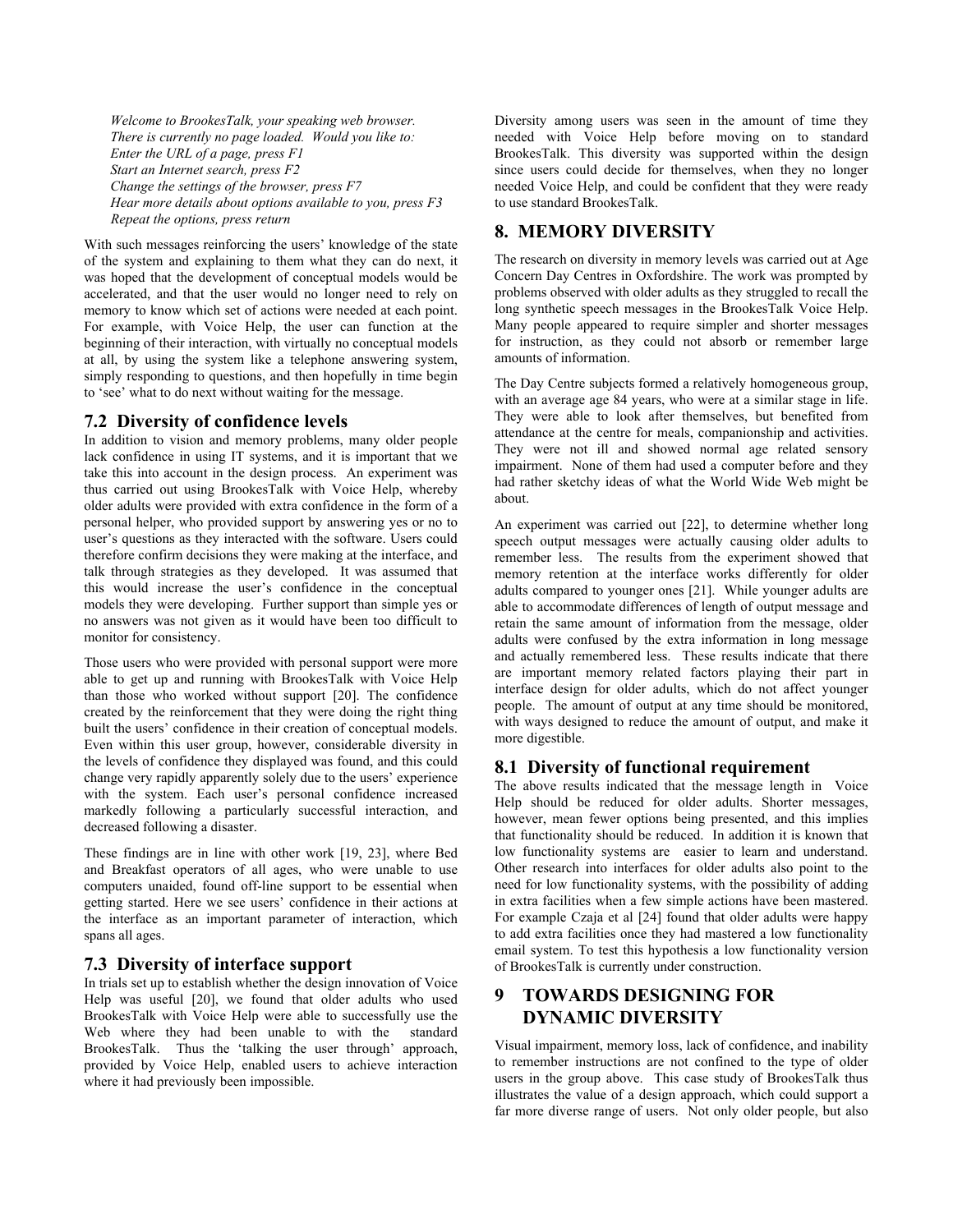*Welcome to BrookesTalk, your speaking web browser.*
*There is currently no page loaded. Would you like to:*
*Enter the URL of a page, press F1*
*Start an Internet search, press F2*
*Change the settings of the browser, press F7*
*Hear more details about options available to you, press F3*
*Repeat the options, press return*

With such messages reinforcing the users' knowledge of the state of the system and explaining to them what they can do next, it was hoped that the development of conceptual models would be accelerated, and that the user would no longer need to rely on memory to know which set of actions were needed at each point. For example, with Voice Help, the user can function at the beginning of their interaction, with virtually no conceptual models at all, by using the system like a telephone answering system, simply responding to questions, and then hopefully in time begin to 'see' what to do next without waiting for the message.

### 7.2 Diversity of confidence levels

In addition to vision and memory problems, many older people lack confidence in using IT systems, and it is important that we take this into account in the design process. An experiment was thus carried out using BrookesTalk with Voice Help, whereby older adults were provided with extra confidence in the form of a personal helper, who provided support by answering yes or no to user's questions as they interacted with the software. Users could therefore confirm decisions they were making at the interface, and talk through strategies as they developed. It was assumed that this would increase the user's confidence in the conceptual models they were developing. Further support than simple yes or no answers was not given as it would have been too difficult to monitor for consistency.

Those users who were provided with personal support were more able to get up and running with BrookesTalk with Voice Help than those who worked without support [20]. The confidence created by the reinforcement that they were doing the right thing built the users' confidence in their creation of conceptual models. Even within this user group, however, considerable diversity in the levels of confidence they displayed was found, and this could change very rapidly apparently solely due to the users' experience with the system. Each user's personal confidence increased markedly following a particularly successful interaction, and decreased following a disaster.

These findings are in line with other work [19, 23], where Bed and Breakfast operators of all ages, who were unable to use computers unaided, found off-line support to be essential when getting started. Here we see users' confidence in their actions at the interface as an important parameter of interaction, which spans all ages.

### 7.3 Diversity of interface support

In trials set up to establish whether the design innovation of Voice Help was useful [20], we found that older adults who used BrookesTalk with Voice Help were able to successfully use the Web where they had been unable to with the standard BrookesTalk. Thus the 'talking the user through' approach, provided by Voice Help, enabled users to achieve interaction where it had previously been impossible.

Diversity among users was seen in the amount of time they needed with Voice Help before moving on to standard BrookesTalk. This diversity was supported within the design since users could decide for themselves, when they no longer needed Voice Help, and could be confident that they were ready to use standard BrookesTalk.

## 8. MEMORY DIVERSITY

The research on diversity in memory levels was carried out at Age Concern Day Centres in Oxfordshire. The work was prompted by problems observed with older adults as they struggled to recall the long synthetic speech messages in the BrookesTalk Voice Help. Many people appeared to require simpler and shorter messages for instruction, as they could not absorb or remember large amounts of information.

The Day Centre subjects formed a relatively homogeneous group, with an average age 84 years, who were at a similar stage in life. They were able to look after themselves, but benefited from attendance at the centre for meals, companionship and activities. They were not ill and showed normal age related sensory impairment. None of them had used a computer before and they had rather sketchy ideas of what the World Wide Web might be about.

An experiment was carried out [22], to determine whether long speech output messages were actually causing older adults to remember less. The results from the experiment showed that memory retention at the interface works differently for older adults compared to younger ones [21]. While younger adults are able to accommodate differences of length of output message and retain the same amount of information from the message, older adults were confused by the extra information in long message and actually remembered less. These results indicate that there are important memory related factors playing their part in interface design for older adults, which do not affect younger people. The amount of output at any time should be monitored, with ways designed to reduce the amount of output, and make it more digestible.

### 8.1 Diversity of functional requirement

The above results indicated that the message length in Voice Help should be reduced for older adults. Shorter messages, however, mean fewer options being presented, and this implies that functionality should be reduced. In addition it is known that low functionality systems are easier to learn and understand. Other research into interfaces for older adults also point to the need for low functionality systems, with the possibility of adding in extra facilities when a few simple actions have been mastered. For example Czaja et al [24] found that older adults were happy to add extra facilities once they had mastered a low functionality email system. To test this hypothesis a low functionality version of BrookesTalk is currently under construction.

## 9 TOWARDS DESIGNING FOR DYNAMIC DIVERSITY

Visual impairment, memory loss, lack of confidence, and inability to remember instructions are not confined to the type of older users in the group above. This case study of BrookesTalk thus illustrates the value of a design approach, which could support a far more diverse range of users. Not only older people, but also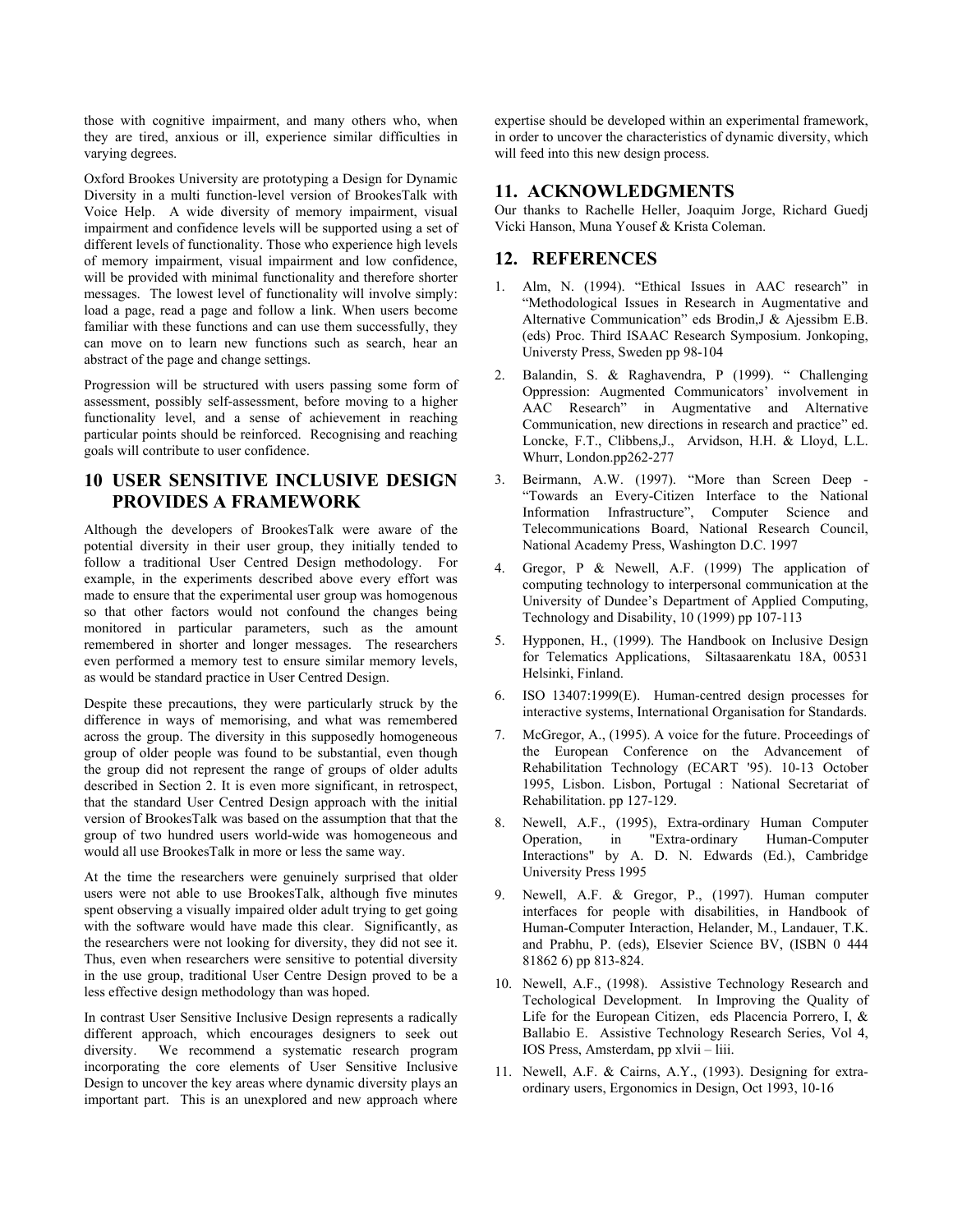those with cognitive impairment, and many others who, when they are tired, anxious or ill, experience similar difficulties in varying degrees.

Oxford Brookes University are prototyping a Design for Dynamic Diversity in a multi function-level version of BrookesTalk with Voice Help. A wide diversity of memory impairment, visual impairment and confidence levels will be supported using a set of different levels of functionality. Those who experience high levels of memory impairment, visual impairment and low confidence, will be provided with minimal functionality and therefore shorter messages. The lowest level of functionality will involve simply: load a page, read a page and follow a link. When users become familiar with these functions and can use them successfully, they can move on to learn new functions such as search, hear an abstract of the page and change settings.

Progression will be structured with users passing some form of assessment, possibly self-assessment, before moving to a higher functionality level, and a sense of achievement in reaching particular points should be reinforced. Recognising and reaching goals will contribute to user confidence.

## 10 USER SENSITIVE INCLUSIVE DESIGN PROVIDES A FRAMEWORK

Although the developers of BrookesTalk were aware of the potential diversity in their user group, they initially tended to follow a traditional User Centred Design methodology. For example, in the experiments described above every effort was made to ensure that the experimental user group was homogenous so that other factors would not confound the changes being monitored in particular parameters, such as the amount remembered in shorter and longer messages. The researchers even performed a memory test to ensure similar memory levels, as would be standard practice in User Centred Design.

Despite these precautions, they were particularly struck by the difference in ways of memorising, and what was remembered across the group. The diversity in this supposedly homogeneous group of older people was found to be substantial, even though the group did not represent the range of groups of older adults described in Section 2. It is even more significant, in retrospect, that the standard User Centred Design approach with the initial version of BrookesTalk was based on the assumption that that the group of two hundred users world-wide was homogeneous and would all use BrookesTalk in more or less the same way.

At the time the researchers were genuinely surprised that older users were not able to use BrookesTalk, although five minutes spent observing a visually impaired older adult trying to get going with the software would have made this clear. Significantly, as the researchers were not looking for diversity, they did not see it. Thus, even when researchers were sensitive to potential diversity in the use group, traditional User Centre Design proved to be a less effective design methodology than was hoped.

In contrast User Sensitive Inclusive Design represents a radically different approach, which encourages designers to seek out diversity. We recommend a systematic research program incorporating the core elements of User Sensitive Inclusive Design to uncover the key areas where dynamic diversity plays an important part. This is an unexplored and new approach where expertise should be developed within an experimental framework, in order to uncover the characteristics of dynamic diversity, which will feed into this new design process.

## 11. ACKNOWLEDGMENTS

Our thanks to Rachelle Heller, Joaquim Jorge, Richard Guedj Vicki Hanson, Muna Yousef & Krista Coleman.

## 12. REFERENCES

1. Alm, N. (1994). "Ethical Issues in AAC research" in "Methodological Issues in Research in Augmentative and Alternative Communication" eds Brodin,J & Ajessibm E.B. (eds) Proc. Third ISAAC Research Symposium. Jonkoping, Universty Press, Sweden pp 98-104
2. Balandin, S. & Raghavendra, P (1999). " Challenging Oppression: Augmented Communicators' involvement in AAC Research" in Augmentative and Alternative Communication, new directions in research and practice" ed. Loncke, F.T., Clibbens,J., Arvidson, H.H. & Lloyd, L.L. Whurr, London.pp262-277
3. Beirmann, A.W. (1997). "More than Screen Deep - "Towards an Every-Citizen Interface to the National Information Infrastructure", Computer Science and Telecommunications Board, National Research Council, National Academy Press, Washington D.C. 1997
4. Gregor, P & Newell, A.F. (1999) The application of computing technology to interpersonal communication at the University of Dundee's Department of Applied Computing, Technology and Disability, 10 (1999) pp 107-113
5. Hypponen, H., (1999). The Handbook on Inclusive Design for Telematics Applications, Siltasaarenkatu 18A, 00531 Helsinki, Finland.
6. ISO 13407:1999(E). Human-centred design processes for interactive systems, International Organisation for Standards.
7. McGregor, A., (1995). A voice for the future. Proceedings of the European Conference on the Advancement of Rehabilitation Technology (ECART '95). 10-13 October 1995, Lisbon. Lisbon, Portugal : National Secretariat of Rehabilitation. pp 127-129.
8. Newell, A.F., (1995), Extra-ordinary Human Computer Operation, in "Extra-ordinary Human-Computer Interactions" by A. D. N. Edwards (Ed.), Cambridge University Press 1995
9. Newell, A.F. & Gregor, P., (1997). Human computer interfaces for people with disabilities, in Handbook of Human-Computer Interaction, Helander, M., Landauer, T.K. and Prabhu, P. (eds), Elsevier Science BV, (ISBN 0 444 81862 6) pp 813-824.
10. Newell, A.F., (1998). Assistive Technology Research and Techological Development. In Improving the Quality of Life for the European Citizen, eds Placencia Porrero, I, & Ballabio E. Assistive Technology Research Series, Vol 4, IOS Press, Amsterdam, pp xlvii – liii.
11. Newell, A.F. & Cairns, A.Y., (1993). Designing for extra-ordinary users, Ergonomics in Design, Oct 1993, 10-16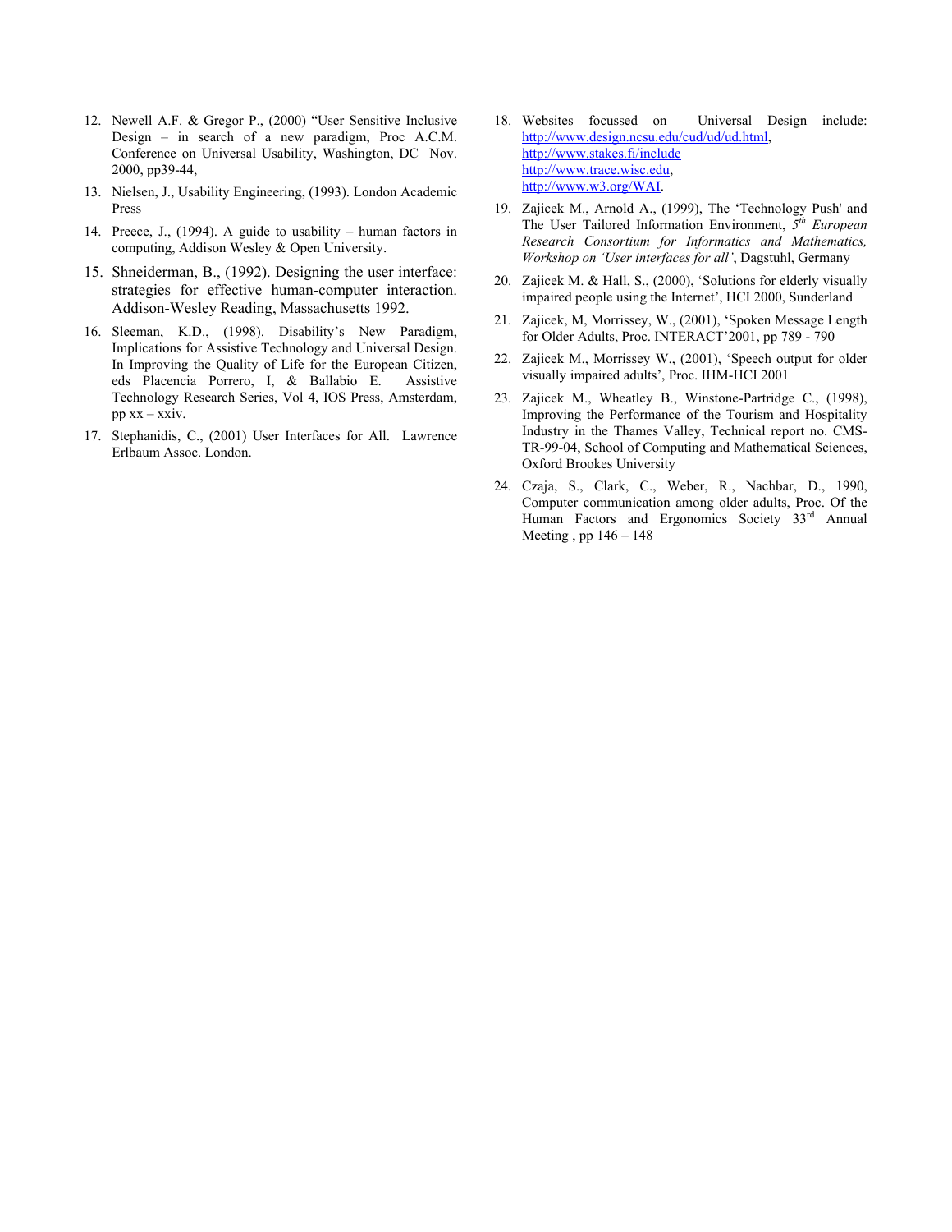12. Newell A.F. & Gregor P., (2000) "User Sensitive Inclusive Design – in search of a new paradigm, Proc A.C.M. Conference on Universal Usability, Washington, DC Nov. 2000, pp39-44,
13. Nielsen, J., Usability Engineering, (1993). London Academic Press
14. Preece, J., (1994). A guide to usability – human factors in computing, Addison Wesley & Open University.
15. Shneiderman, B., (1992). Designing the user interface: strategies for effective human-computer interaction. Addison-Wesley Reading, Massachusetts 1992.
16. Sleeman, K.D., (1998). Disability's New Paradigm, Implications for Assistive Technology and Universal Design. In Improving the Quality of Life for the European Citizen, eds Placencia Porrero, I, & Ballabio E. Assistive Technology Research Series, Vol 4, IOS Press, Amsterdam, pp xx – xxiv.
17. Stephanidis, C., (2001) User Interfaces for All. Lawrence Erlbaum Assoc. London.
18. Websites focussed on Universal Design include: http://www.design.ncsu.edu/cud/ud/ud.html, http://www.stakes.fi/include http://www.trace.wisc.edu, http://www.w3.org/WAI.
19. Zajicek M., Arnold A., (1999), The 'Technology Push' and The User Tailored Information Environment, *5th European Research Consortium for Informatics and Mathematics, Workshop on 'User interfaces for all'*, Dagstuhl, Germany
20. Zajicek M. & Hall, S., (2000), 'Solutions for elderly visually impaired people using the Internet', HCI 2000, Sunderland
21. Zajicek, M, Morrissey, W., (2001), 'Spoken Message Length for Older Adults, Proc. INTERACT'2001, pp 789 - 790
22. Zajicek M., Morrissey W., (2001), 'Speech output for older visually impaired adults', Proc. IHM-HCI 2001
23. Zajicek M., Wheatley B., Winstone-Partridge C., (1998), Improving the Performance of the Tourism and Hospitality Industry in the Thames Valley, Technical report no. CMS-TR-99-04, School of Computing and Mathematical Sciences, Oxford Brookes University
24. Czaja, S., Clark, C., Weber, R., Nachbar, D., 1990, Computer communication among older adults, Proc. Of the Human Factors and Ergonomics Society 33rd Annual Meeting , pp 146 – 148